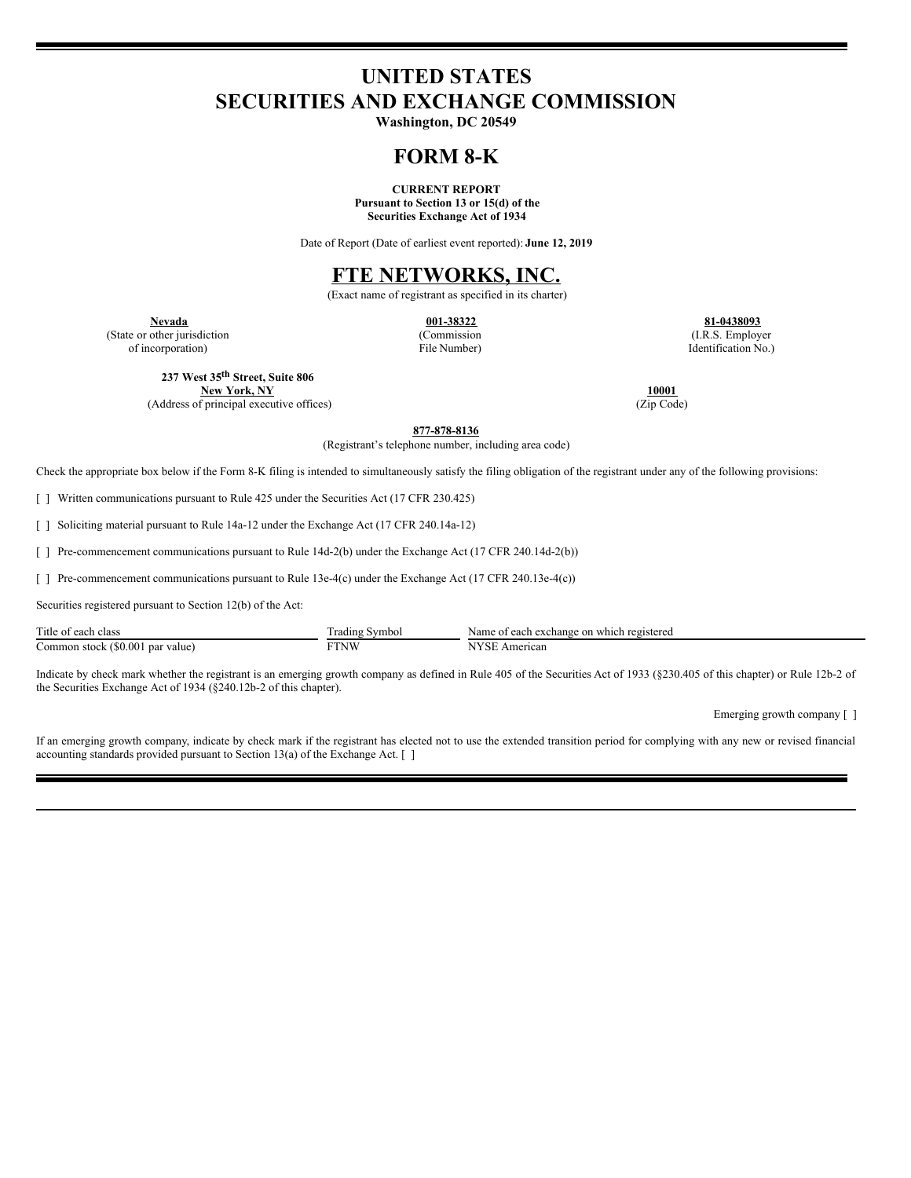# UNITED STATES
# SECURITIES AND EXCHANGE COMMISSION

**Washington, DC 20549**

# FORM 8-K

**CURRENT REPORT**
**Pursuant to Section 13 or 15(d) of the**
**Securities Exchange Act of 1934**

Date of Report (Date of earliest event reported): **June 12, 2019**

# FTE NETWORKS, INC.

(Exact name of registrant as specified in its charter)

| **Nevada** | **001-38322** | **81-0438093** |
|---|---|---|
| (State or other jurisdiction of incorporation) | (Commission File Number) | (I.R.S. Employer Identification No.) |

| **237 West 35th Street, Suite 806** **New York, NY** | **10001** |
|---|---|
| (Address of principal executive offices) | (Zip Code) |

**877-878-8136**
(Registrant's telephone number, including area code)

Check the appropriate box below if the Form 8-K filing is intended to simultaneously satisfy the filing obligation of the registrant under any of the following provisions:

[ ] Written communications pursuant to Rule 425 under the Securities Act (17 CFR 230.425)

[ ] Soliciting material pursuant to Rule 14a-12 under the Exchange Act (17 CFR 240.14a-12)

[ ] Pre-commencement communications pursuant to Rule 14d-2(b) under the Exchange Act (17 CFR 240.14d-2(b))

[ ] Pre-commencement communications pursuant to Rule 13e-4(c) under the Exchange Act (17 CFR 240.13e-4(c))

Securities registered pursuant to Section 12(b) of the Act:

| Title of each class | Trading Symbol | Name of each exchange on which registered |
|---|---|---|
| Common stock ($0.001 par value) | FTNW | NYSE American |

Indicate by check mark whether the registrant is an emerging growth company as defined in Rule 405 of the Securities Act of 1933 (§230.405 of this chapter) or Rule 12b-2 of the Securities Exchange Act of 1934 (§240.12b-2 of this chapter).

Emerging growth company [ ]

If an emerging growth company, indicate by check mark if the registrant has elected not to use the extended transition period for complying with any new or revised financial accounting standards provided pursuant to Section 13(a) of the Exchange Act. [ ]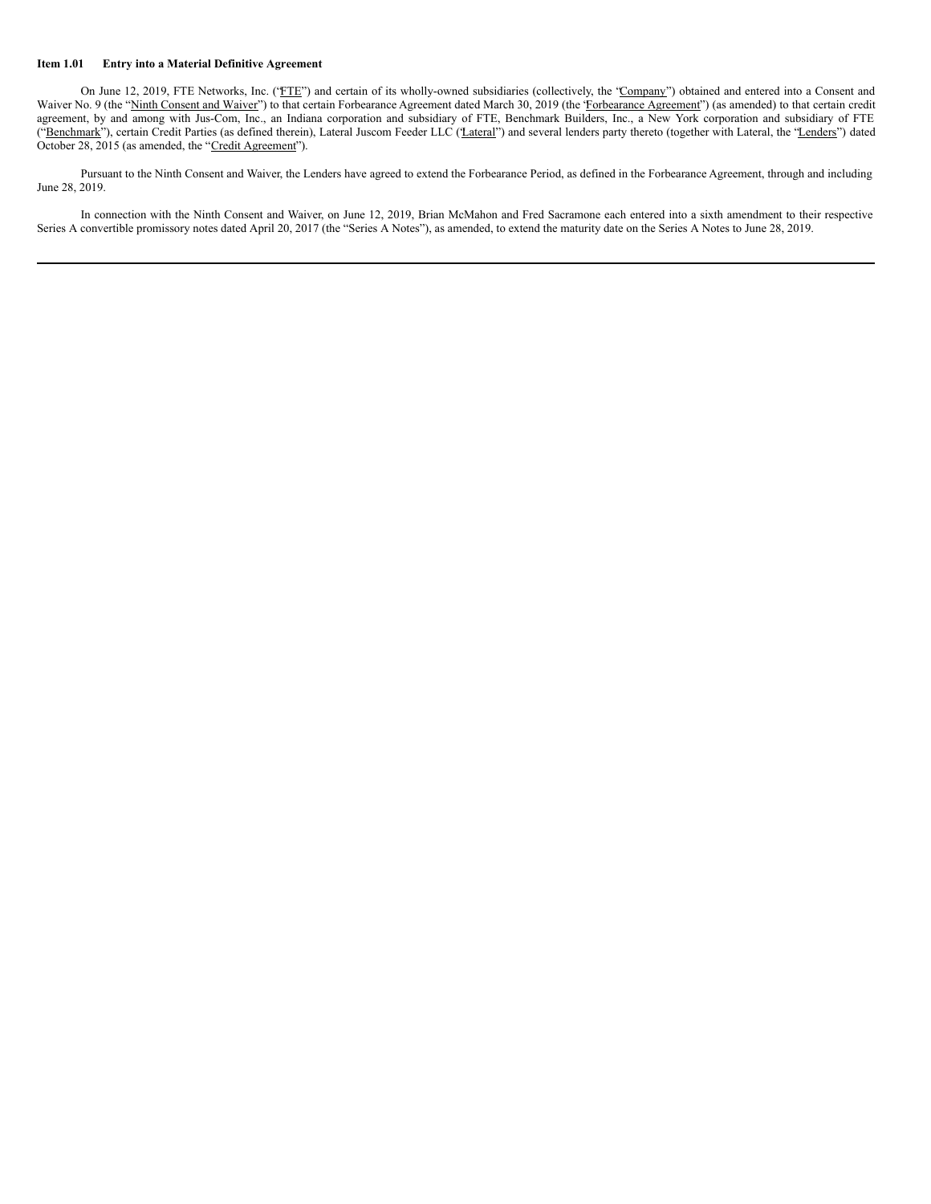**Item 1.01 Entry into a Material Definitive Agreement**

On June 12, 2019, FTE Networks, Inc. ("FTE") and certain of its wholly-owned subsidiaries (collectively, the "Company") obtained and entered into a Consent and Waiver No. 9 (the "Ninth Consent and Waiver") to that certain Forbearance Agreement dated March 30, 2019 (the "Forbearance Agreement") (as amended) to that certain credit agreement, by and among with Jus-Com, Inc., an Indiana corporation and subsidiary of FTE, Benchmark Builders, Inc., a New York corporation and subsidiary of FTE ("Benchmark"), certain Credit Parties (as defined therein), Lateral Juscom Feeder LLC ("Lateral") and several lenders party thereto (together with Lateral, the "Lenders") dated October 28, 2015 (as amended, the "Credit Agreement").

Pursuant to the Ninth Consent and Waiver, the Lenders have agreed to extend the Forbearance Period, as defined in the Forbearance Agreement, through and including June 28, 2019.

In connection with the Ninth Consent and Waiver, on June 12, 2019, Brian McMahon and Fred Sacramone each entered into a sixth amendment to their respective Series A convertible promissory notes dated April 20, 2017 (the "Series A Notes"), as amended, to extend the maturity date on the Series A Notes to June 28, 2019.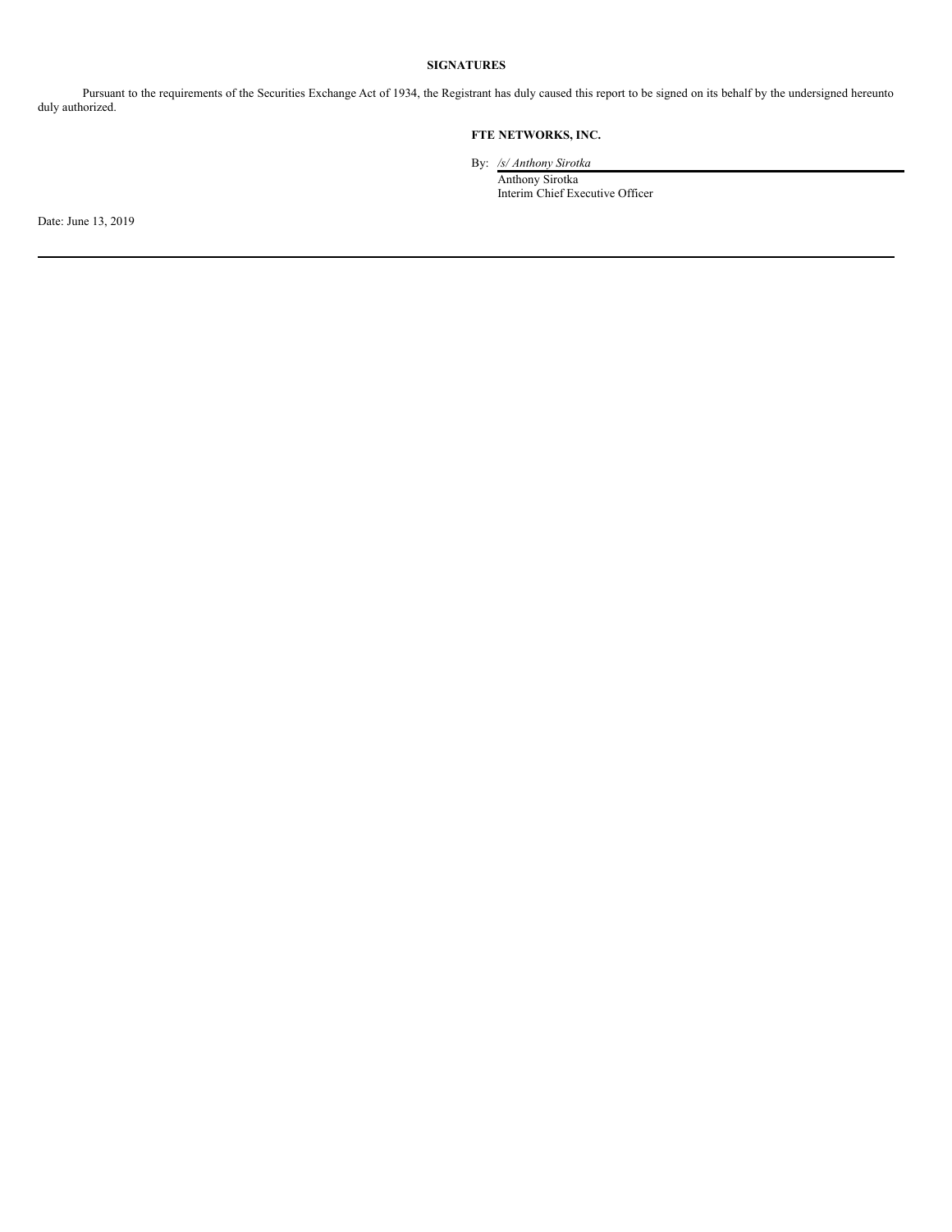**SIGNATURES**

Pursuant to the requirements of the Securities Exchange Act of 1934, the Registrant has duly caused this report to be signed on its behalf by the undersigned hereunto duly authorized.

**FTE NETWORKS, INC.**

By: */s/ Anthony Sirotka*
Anthony Sirotka
Interim Chief Executive Officer

Date: June 13, 2019